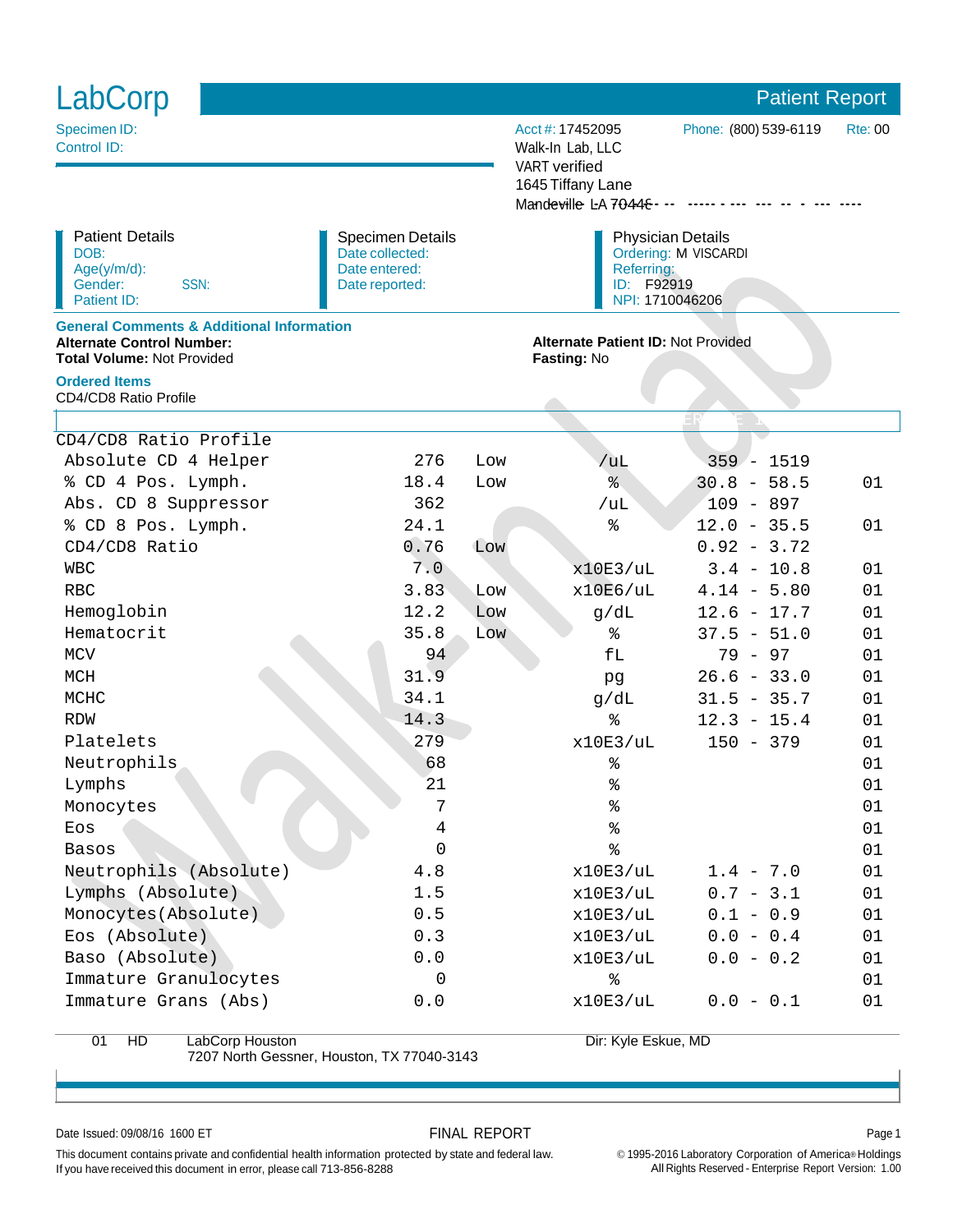# LabCorp

## Patient Report

Specimen ID:
Control ID:

Acct #: 17452095 Phone: (800) 539-6119 Rte: 00
Walk-In Lab, LLC
VART verified
1645 Tiffany Lane
Mandeville LA 70448

| Patient Details | Specimen Details | Physician Details |
|---|---|---|
| DOB: | Date collected: | Ordering: M VISCARDI |
| Age(y/m/d): | Date entered: | Referring: |
| Gender: SSN: | Date reported: | ID: F92919 |
| Patient ID: | | NPI: 1710046206 |

### General Comments & Additional Information

**Alternate Control Number:**
**Total Volume:** Not Provided
**Alternate Patient ID:** Not Provided
**Fasting:** No

### Ordered Items

CD4/CD8 Ratio Profile

| CD4/CD8 Ratio Profile | | | | | |
|---|---|---|---|---|---|
| Absolute CD 4 Helper | 276 | Low | /uL | 359 - 1519 | |
| % CD 4 Pos. Lymph. | 18.4 | Low | % | 30.8 - 58.5 | 01 |
| Abs. CD 8 Suppressor | 362 | | /uL | 109 - 897 | |
| % CD 8 Pos. Lymph. | 24.1 | | % | 12.0 - 35.5 | 01 |
| CD4/CD8 Ratio | 0.76 | Low | | 0.92 - 3.72 | |
| WBC | 7.0 | | x10E3/uL | 3.4 - 10.8 | 01 |
| RBC | 3.83 | Low | x10E6/uL | 4.14 - 5.80 | 01 |
| Hemoglobin | 12.2 | Low | g/dL | 12.6 - 17.7 | 01 |
| Hematocrit | 35.8 | Low | % | 37.5 - 51.0 | 01 |
| MCV | 94 | | fL | 79 - 97 | 01 |
| MCH | 31.9 | | pg | 26.6 - 33.0 | 01 |
| MCHC | 34.1 | | g/dL | 31.5 - 35.7 | 01 |
| RDW | 14.3 | | % | 12.3 - 15.4 | 01 |
| Platelets | 279 | | x10E3/uL | 150 - 379 | 01 |
| Neutrophils | 68 | | % | | 01 |
| Lymphs | 21 | | % | | 01 |
| Monocytes | 7 | | % | | 01 |
| Eos | 4 | | % | | 01 |
| Basos | 0 | | % | | 01 |
| Neutrophils (Absolute) | 4.8 | | x10E3/uL | 1.4 - 7.0 | 01 |
| Lymphs (Absolute) | 1.5 | | x10E3/uL | 0.7 - 3.1 | 01 |
| Monocytes(Absolute) | 0.5 | | x10E3/uL | 0.1 - 0.9 | 01 |
| Eos (Absolute) | 0.3 | | x10E3/uL | 0.0 - 0.4 | 01 |
| Baso (Absolute) | 0.0 | | x10E3/uL | 0.0 - 0.2 | 01 |
| Immature Granulocytes | 0 | | % | | 01 |
| Immature Grans (Abs) | 0.0 | | x10E3/uL | 0.0 - 0.1 | 01 |

01 HD LabCorp Houston, 7207 North Gessner, Houston, TX 77040-3143 — Dir: Kyle Eskue, MD

Date Issued: 09/08/16 1600 ET

FINAL REPORT

This document contains private and confidential health information protected by state and federal law.
If you have received this document in error, please call 713-856-8288

© 1995-2016 Laboratory Corporation of America® Holdings
All Rights Reserved - Enterprise Report Version: 1.00